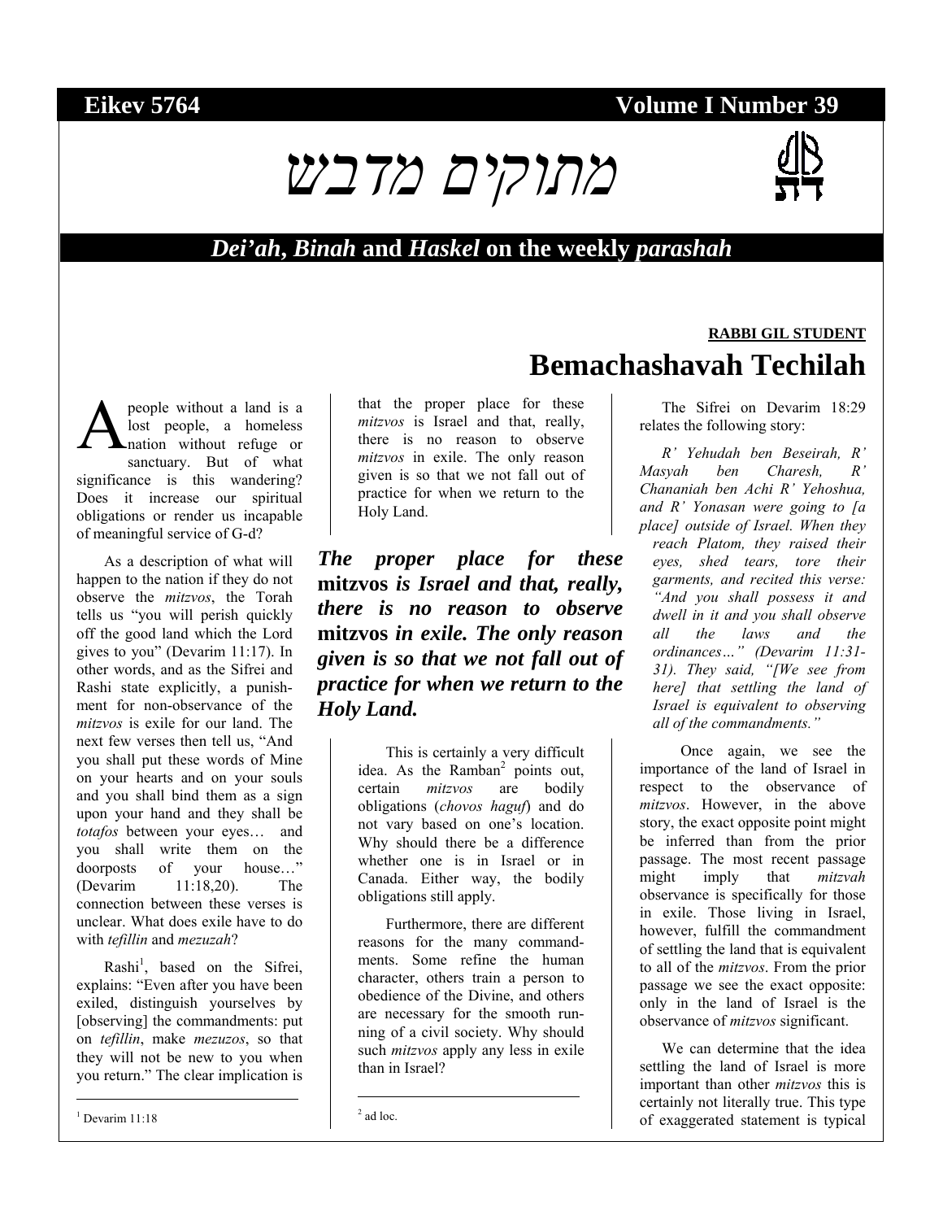**Eikev 5764** **Volume I Number 39**

# מתוקים מדבש

## *Dei'ah*, *Binah* and *Haskel* on the weekly *parashah*

**RABBI GIL STUDENT**

# Bemachashavah Techilah

A people without a land is a lost people, a homeless nation without refuge or sanctuary. But of what significance is this wandering? Does it increase our spiritual obligations or render us incapable of meaningful service of G-d?

As a description of what will happen to the nation if they do not observe the *mitzvos*, the Torah tells us "you will perish quickly off the good land which the Lord gives to you" (Devarim 11:17). In other words, and as the Sifrei and Rashi state explicitly, a punishment for non-observance of the *mitzvos* is exile for our land. The next few verses then tell us, "And you shall put these words of Mine on your hearts and on your souls and you shall bind them as a sign upon your hand and they shall be *totafos* between your eyes… and you shall write them on the doorposts of your house…" (Devarim 11:18,20). The connection between these verses is unclear. What does exile have to do with *tefillin* and *mezuzah*?

Rashi[1], based on the Sifrei, explains: "Even after you have been exiled, distinguish yourselves by [observing] the commandments: put on *tefillin*, make *mezuzos*, so that they will not be new to you when you return." The clear implication is that the proper place for these *mitzvos* is Israel and that, really, there is no reason to observe *mitzvos* in exile. The only reason given is so that we not fall out of practice for when we return to the Holy Land.

> ***The proper place for these* mitzvos *is Israel and that, really, there is no reason to observe* mitzvos *in exile. The only reason given is so that we not fall out of practice for when we return to the Holy Land.***

This is certainly a very difficult idea. As the Ramban[2] points out, certain *mitzvos* are bodily obligations (*chovos haguf*) and do not vary based on one's location. Why should there be a difference whether one is in Israel or in Canada. Either way, the bodily obligations still apply.

Furthermore, there are different reasons for the many commandments. Some refine the human character, others train a person to obedience of the Divine, and others are necessary for the smooth running of a civil society. Why should such *mitzvos* apply any less in exile than in Israel?

The Sifrei on Devarim 18:29 relates the following story:

> *R' Yehudah ben Beseirah, R' Masyah ben Charesh, R' Chananiah ben Achi R' Yehoshua, and R' Yonasan were going to [a place] outside of Israel. When they reach Platom, they raised their eyes, shed tears, tore their garments, and recited this verse: "And you shall possess it and dwell in it and you shall observe all the laws and the ordinances…" (Devarim 11:31-31). They said, "[We see from here] that settling the land of Israel is equivalent to observing all of the commandments."*

Once again, we see the importance of the land of Israel in respect to the observance of *mitzvos*. However, in the above story, the exact opposite point might be inferred than from the prior passage. The most recent passage might imply that *mitzvah* observance is specifically for those in exile. Those living in Israel, however, fulfill the commandment of settling the land that is equivalent to all of the *mitzvos*. From the prior passage we see the exact opposite: only in the land of Israel is the observance of *mitzvos* significant.

We can determine that the idea settling the land of Israel is more important than other *mitzvos* this is certainly not literally true. This type of exaggerated statement is typical

---

[1] Devarim 11:18

[2] ad loc.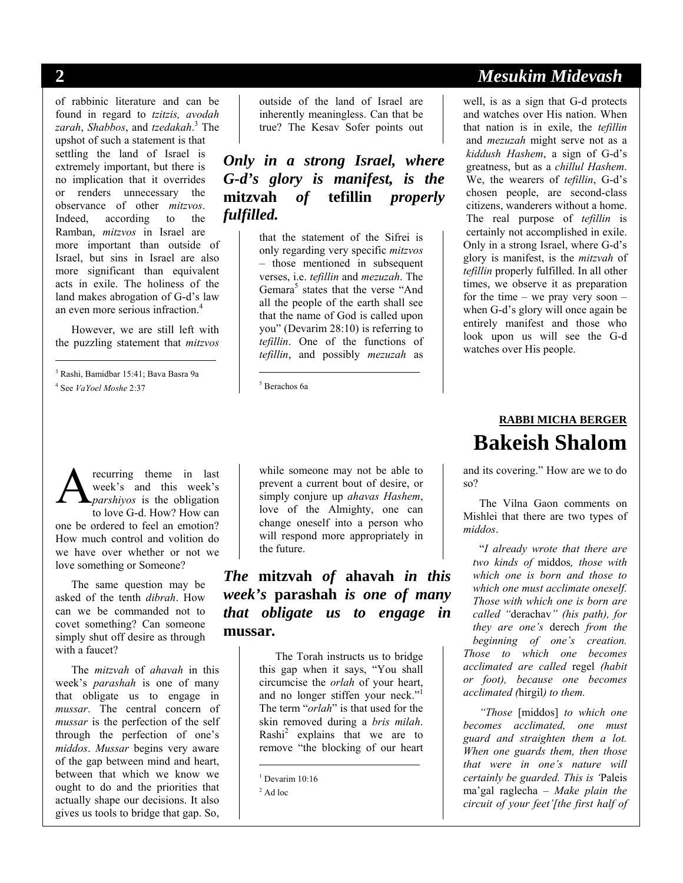of rabbinic literature and can be found in regard to *tzitzis, avodah zarah*, *Shabbos*, and *tzedakah*.[3] The upshot of such a statement is that settling the land of Israel is extremely important, but there is no implication that it overrides or renders unnecessary the observance of other *mitzvos*. Indeed, according to the Ramban, *mitzvos* in Israel are more important than outside of Israel, but sins in Israel are also more significant than equivalent acts in exile. The holiness of the land makes abrogation of G-d's law an even more serious infraction.[4]

However, we are still left with the puzzling statement that *mitzvos* outside of the land of Israel are inherently meaningless. Can that be true? The Kesav Sofer points out that the statement of the Sifrei is only regarding very specific *mitzvos* – those mentioned in subsequent verses, i.e. *tefillin* and *mezuzah*. The Gemara[5] states that the verse "And all the people of the earth shall see that the name of God is called upon you" (Devarim 28:10) is referring to *tefillin*. One of the functions of *tefillin*, and possibly *mezuzah* as well, is as a sign that G-d protects and watches over His nation. When that nation is in exile, the *tefillin* and *mezuzah* might serve not as a *kiddush Hashem*, a sign of G-d's greatness, but as a *chillul Hashem*. We, the wearers of *tefillin*, G-d's chosen people, are second-class citizens, wanderers without a home. The real purpose of *tefillin* is certainly not accomplished in exile. Only in a strong Israel, where G-d's glory is manifest, is the *mitzvah* of *tefillin* properly fulfilled. In all other times, we observe it as preparation for the time – we pray very soon – when G-d's glory will once again be entirely manifest and those who look upon us will see the G-d watches over His people.

> ***Only in a strong Israel, where G-d's glory is manifest, is the* mitzvah *of* tefillin *properly fulfilled.***

[3] Rashi, Bamidbar 15:41; Bava Basra 9a

[4] See *VaYoel Moshe* 2:37

[5] Berachos 6a

---

**RABBI MICHA BERGER**

# Bakeish Shalom

A recurring theme in last week's and this week's *parshiyos* is the obligation to love G-d. How? How can one be ordered to feel an emotion? How much control and volition do we have over whether or not we love something or Someone?

The same question may be asked of the tenth *dibrah*. How can we be commanded not to covet something? Can someone simply shut off desire as through with a faucet?

The *mitzvah* of *ahavah* in this week's *parashah* is one of many that obligate us to engage in *mussar*. The central concern of *mussar* is the perfection of the self through the perfection of one's *middos*. *Mussar* begins very aware of the gap between mind and heart, between that which we know we ought to do and the priorities that actually shape our decisions. It also gives us tools to bridge that gap. So, while someone may not be able to prevent a current bout of desire, or simply conjure up *ahavas Hashem*, love of the Almighty, one can change oneself into a person who will respond more appropriately in the future.

> ***The* mitzvah *of* ahavah *in this week's* parashah *is one of many that obligate us to engage in* mussar.**

The Torah instructs us to bridge this gap when it says, "You shall circumcise the *orlah* of your heart, and no longer stiffen your neck."[1] The term "*orlah*" is that used for the skin removed during a *bris milah*. Rashi[2] explains that we are to remove "the blocking of our heart and its covering." How are we to do so?

The Vilna Gaon comments on Mishlei that there are two types of *middos*.

"*I already wrote that there are two kinds of* middos*, those with which one is born and those to which one must acclimate oneself. Those with which one is born are called "*derachav*" (his path), for they are one's* derech *from the beginning of one's creation. Those to which one becomes acclimated are called* regel *(habit or foot), because one becomes acclimated (*hirgil*) to them.*

*"Those* [middos] *to which one becomes acclimated, one must guard and straighten them a lot. When one guards them, then those that were in one's nature will certainly be guarded. This is '*Paleis ma'gal raglecha – *Make plain the circuit of your feet'[the first half of*

[1] Devarim 10:16

[2] Ad loc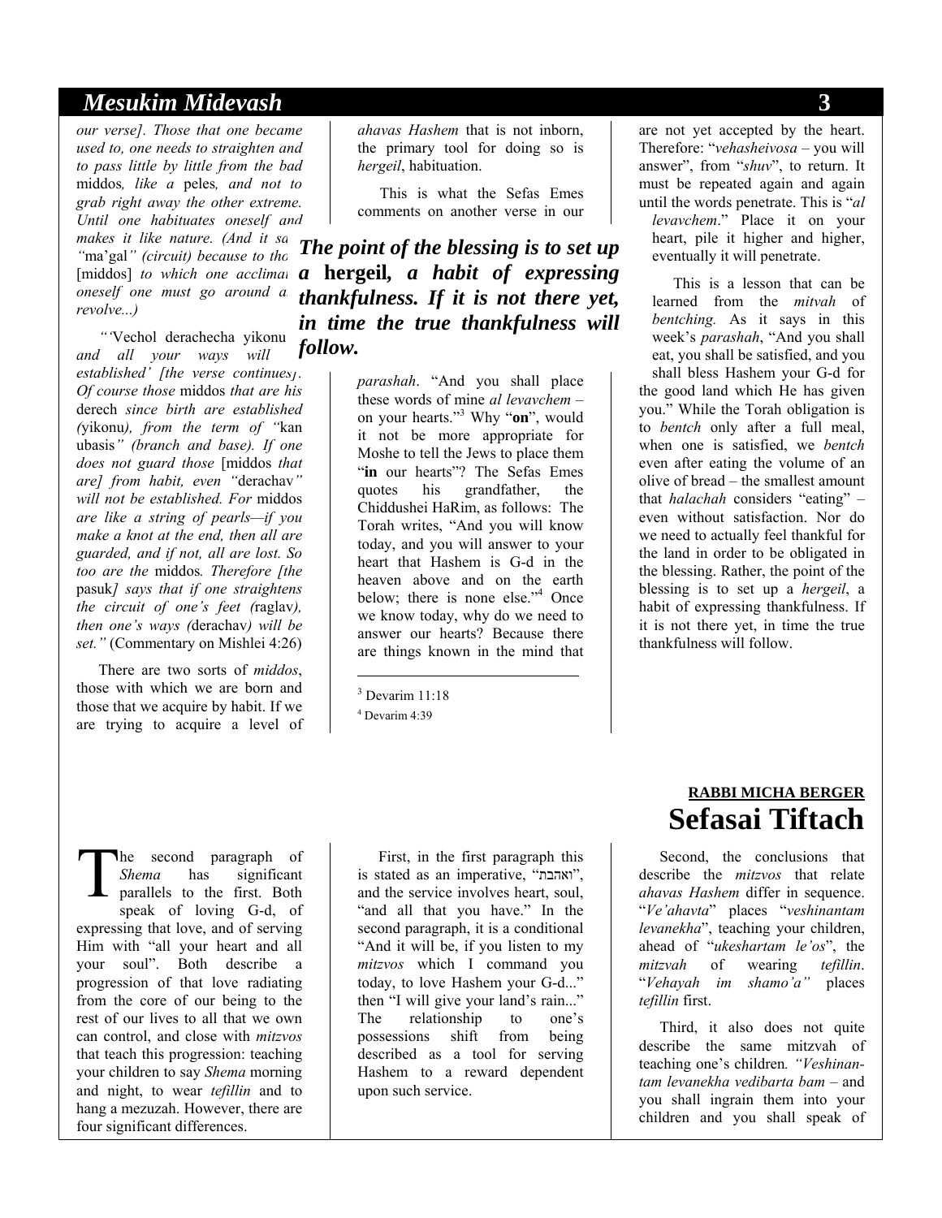*our verse]. Those that one became used to, one needs to straighten and to pass little by little from the bad* middos*, like a* peles*, and not to grab right away the other extreme. Until one habituates oneself and makes it like nature. (And it sa[ys] "*ma'gal*" (circuit) because to the* [middos] *to which one acclima[tes] oneself one must go around a[nd] revolve...)*

*"*'Vechol derachecha yikonu *and all your ways will [be] established' [the verse continues]. Of course those* middos *that are his* derech *since birth are established (*yikonu*), from the term of "*kan ubasis*" (branch and base). If one does not guard those* [middos *that are] from habit, even "*derachav*" will not be established. For* middos *are like a string of pearls—if you make a knot at the end, then all are guarded, and if not, all are lost. So too are the* middos*. Therefore [the* pasuk*] says that if one straightens the circuit of one's feet (*raglav*), then one's ways (*derachav*) will be set."* (Commentary on Mishlei 4:26)

There are two sorts of *middos*, those with which we are born and those that we acquire by habit. If we are trying to acquire a level of *ahavas Hashem* that is not inborn, the primary tool for doing so is *hergeil*, habituation.

This is what the Sefas Emes comments on another verse in our *parashah*. "And you shall place these words of mine *al levavchem* – on your hearts."[3] Why "**on**", would it not be more appropriate for Moshe to tell the Jews to place them "**in** our hearts"? The Sefas Emes quotes his grandfather, the Chiddushei HaRim, as follows: The Torah writes, "And you will know today, and you will answer to your heart that Hashem is G-d in the heaven above and on the earth below; there is none else."[4] Once we know today, why do we need to answer our hearts? Because there are things known in the mind that are not yet accepted by the heart. Therefore: "*vehasheivosa* – you will answer", from "*shuv*", to return. It must be repeated again and again until the words penetrate. This is "*al levavchem*." Place it on your heart, pile it higher and higher, eventually it will penetrate.

***The point of the blessing is to set up a* hergeil*, a habit of expressing thankfulness. If it is not there yet, in time the true thankfulness will follow.***

This is a lesson that can be learned from the *mitvah* of *bentching.* As it says in this week's *parashah*, "And you shall eat, you shall be satisfied, and you shall bless Hashem your G-d for the good land which He has given you." While the Torah obligation is to *bentch* only after a full meal, when one is satisfied, we *bentch* even after eating the volume of an olive of bread – the smallest amount that *halachah* considers "eating" – even without satisfaction. Nor do we need to actually feel thankful for the land in order to be obligated in the blessing. Rather, the point of the blessing is to set up a *hergeil*, a habit of expressing thankfulness. If it is not there yet, in time the true thankfulness will follow.

[3] Devarim 11:18

[4] Devarim 4:39

**RABBI MICHA BERGER**

# Sefasai Tiftach

The second paragraph of *Shema* has significant parallels to the first. Both speak of loving G-d, of expressing that love, and of serving Him with "all your heart and all your soul". Both describe a progression of that love radiating from the core of our being to the rest of our lives to all that we own can control, and close with *mitzvos* that teach this progression: teaching your children to say *Shema* morning and night, to wear *tefillin* and to hang a mezuzah. However, there are four significant differences.

First, in the first paragraph this is stated as an imperative, "ואהבת", and the service involves heart, soul, "and all that you have." In the second paragraph, it is a conditional "And it will be, if you listen to my *mitzvos* which I command you today, to love Hashem your G-d..." then "I will give your land's rain..." The relationship to one's possessions shift from being described as a tool for serving Hashem to a reward dependent upon such service.

Second, the conclusions that describe the *mitzvos* that relate *ahavas Hashem* differ in sequence. "*Ve'ahavta*" places "*veshinantam levanekha*", teaching your children, ahead of "*ukeshartam le'os*", the *mitzvah* of wearing *tefillin*. "*Vehayah im shamo'a"* places *tefillin* first.

Third, it also does not quite describe the same mitzvah of teaching one's children*. "Veshinan-tam levanekha vedibarta bam* – and you shall ingrain them into your children and you shall speak of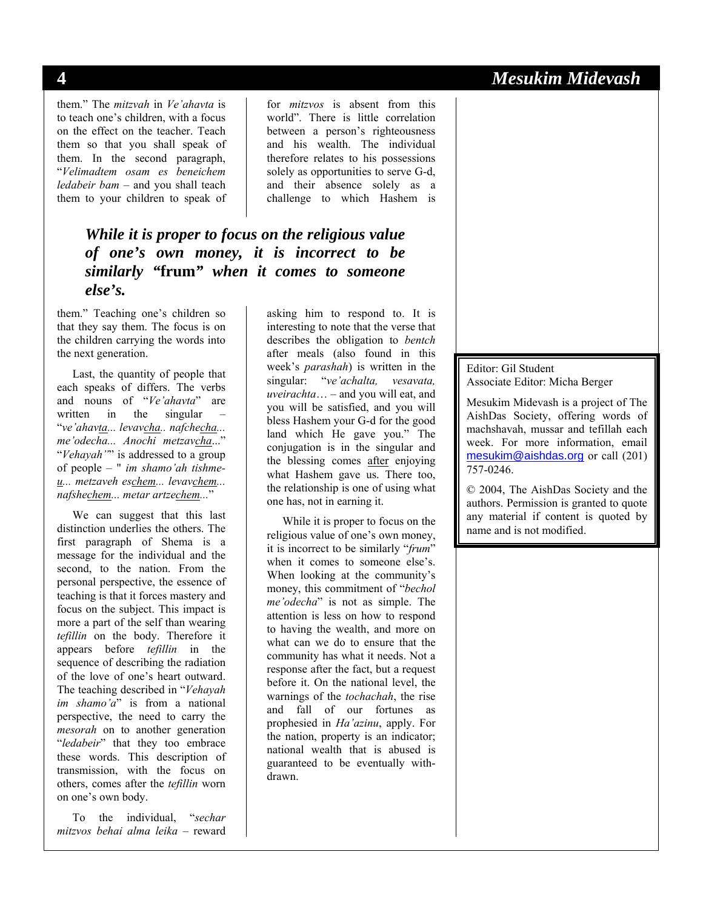them." The *mitzvah* in *Ve'ahavta* is to teach one's children, with a focus on the effect on the teacher. Teach them so that you shall speak of them. In the second paragraph, "*Velimadtem osam es beneichem ledabeir bam* – and you shall teach them to your children to speak of them." Teaching one's children so that they say them. The focus is on the children carrying the words into the next generation.

Last, the quantity of people that each speaks of differs. The verbs and nouns of "*Ve'ahavta*" are written in the singular – "*ve'ahavta... levavcha.. nafchecha... me'odecha... Anochi metzavcha...*" "*Vehayah'*" is addressed to a group of people – " *im shamo'ah tishme-u... metzaveh eschem... levavchem... nafshechem... metar artzechem...*"

We can suggest that this last distinction underlies the others. The first paragraph of Shema is a message for the individual and the second, to the nation. From the personal perspective, the essence of teaching is that it forces mastery and focus on the subject. This impact is more a part of the self than wearing *tefillin* on the body. Therefore it appears before *tefillin* in the sequence of describing the radiation of the love of one's heart outward. The teaching described in "*Vehayah im shamo'a*" is from a national perspective, the need to carry the *mesorah* on to another generation "*ledabeir*" that they too embrace these words. This description of transmission, with the focus on others, comes after the *tefillin* worn on one's own body.

To the individual, "*sechar mitzvos behai alma leika* – reward for *mitzvos* is absent from this world". There is little correlation between a person's righteousness and his wealth. The individual therefore relates to his possessions solely as opportunities to serve G-d, and their absence solely as a challenge to which Hashem is asking him to respond to. It is interesting to note that the verse that describes the obligation to *bentch* after meals (also found in this week's *parashah*) is written in the singular: "*ve'achalta, vesavata, uveirachta*… – and you will eat, and you will be satisfied, and you will bless Hashem your G-d for the good land which He gave you." The conjugation is in the singular and the blessing comes after enjoying what Hashem gave us. There too, the relationship is one of using what one has, not in earning it.

> ***While it is proper to focus on the religious value of one's own money, it is incorrect to be similarly "frum" when it comes to someone else's.***

While it is proper to focus on the religious value of one's own money, it is incorrect to be similarly "*frum*" when it comes to someone else's. When looking at the community's money, this commitment of "*bechol me'odecha*" is not as simple. The attention is less on how to respond to having the wealth, and more on what can we do to ensure that the community has what it needs. Not a response after the fact, but a request before it. On the national level, the warnings of the *tochachah*, the rise and fall of our fortunes as prophesied in *Ha'azinu*, apply. For the nation, property is an indicator; national wealth that is abused is guaranteed to be eventually withdrawn.

---

Editor: Gil Student
Associate Editor: Micha Berger

Mesukim Midevash is a project of The AishDas Society, offering words of machshavah, mussar and tefillah each week. For more information, email mesukim@aishdas.org or call (201) 757-0246.

© 2004, The AishDas Society and the authors. Permission is granted to quote any material if content is quoted by name and is not modified.